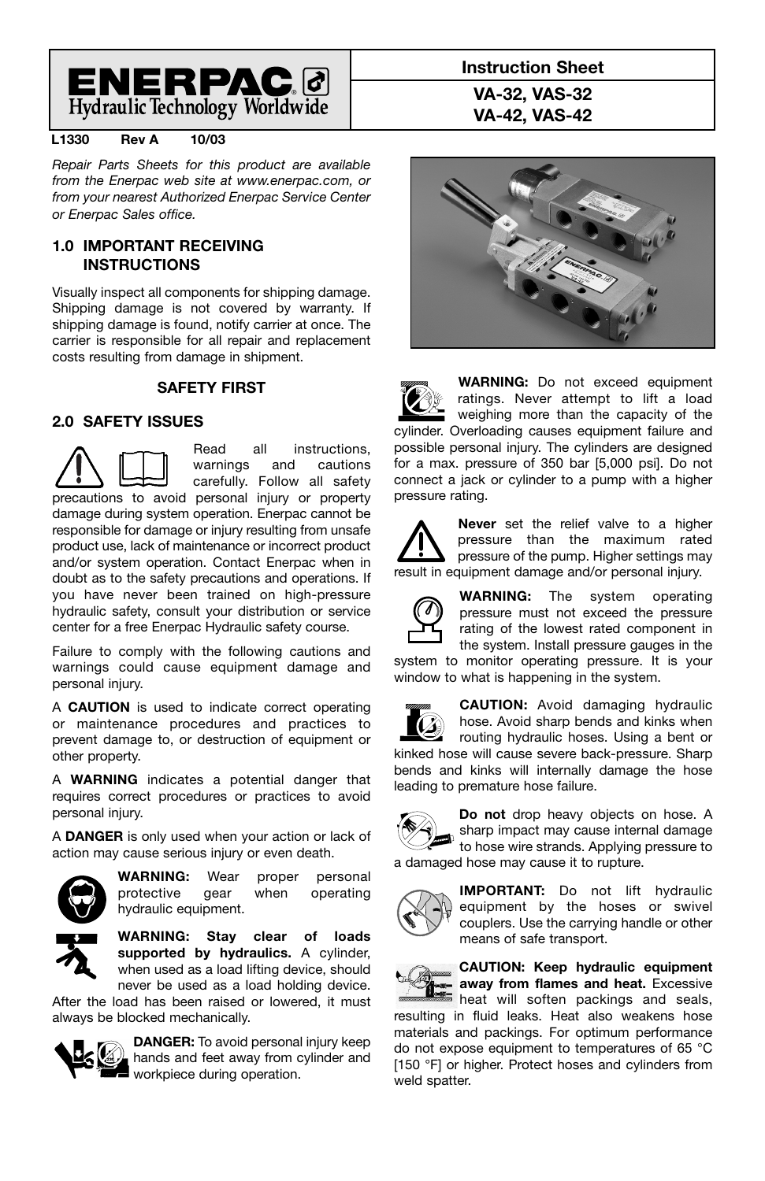ENERPAC Hydraulic Technology Worldwide

# Instruction Sheet

## VA-32, VAS-32
## VA-42, VAS-42

**L1330 Rev A 10/03**

*Repair Parts Sheets for this product are available from the Enerpac web site at www.enerpac.com, or from your nearest Authorized Enerpac Service Center or Enerpac Sales office.*

## 1.0 IMPORTANT RECEIVING INSTRUCTIONS

Visually inspect all components for shipping damage. Shipping damage is not covered by warranty. If shipping damage is found, notify carrier at once. The carrier is responsible for all repair and replacement costs resulting from damage in shipment.

### SAFETY FIRST

## 2.0 SAFETY ISSUES

Read all instructions, warnings and cautions carefully. Follow all safety precautions to avoid personal injury or property damage during system operation. Enerpac cannot be responsible for damage or injury resulting from unsafe product use, lack of maintenance or incorrect product and/or system operation. Contact Enerpac when in doubt as to the safety precautions and operations. If you have never been trained on high-pressure hydraulic safety, consult your distribution or service center for a free Enerpac Hydraulic safety course.

Failure to comply with the following cautions and warnings could cause equipment damage and personal injury.

A **CAUTION** is used to indicate correct operating or maintenance procedures and practices to prevent damage to, or destruction of equipment or other property.

A **WARNING** indicates a potential danger that requires correct procedures or practices to avoid personal injury.

A **DANGER** is only used when your action or lack of action may cause serious injury or even death.

**WARNING:** Wear proper personal protective gear when operating hydraulic equipment.

**WARNING: Stay clear of loads supported by hydraulics.** A cylinder, when used as a load lifting device, should never be used as a load holding device. After the load has been raised or lowered, it must always be blocked mechanically.

**DANGER:** To avoid personal injury keep hands and feet away from cylinder and workpiece during operation.

**WARNING:** Do not exceed equipment ratings. Never attempt to lift a load weighing more than the capacity of the cylinder. Overloading causes equipment failure and possible personal injury. The cylinders are designed for a max. pressure of 350 bar [5,000 psi]. Do not connect a jack or cylinder to a pump with a higher pressure rating.

**Never** set the relief valve to a higher pressure than the maximum rated pressure of the pump. Higher settings may result in equipment damage and/or personal injury.

**WARNING:** The system operating pressure must not exceed the pressure rating of the lowest rated component in the system. Install pressure gauges in the system to monitor operating pressure. It is your window to what is happening in the system.

**CAUTION:** Avoid damaging hydraulic hose. Avoid sharp bends and kinks when routing hydraulic hoses. Using a bent or kinked hose will cause severe back-pressure. Sharp bends and kinks will internally damage the hose leading to premature hose failure.

**Do not** drop heavy objects on hose. A sharp impact may cause internal damage to hose wire strands. Applying pressure to a damaged hose may cause it to rupture.

**IMPORTANT:** Do not lift hydraulic equipment by the hoses or swivel couplers. Use the carrying handle or other means of safe transport.

**CAUTION: Keep hydraulic equipment away from flames and heat.** Excessive heat will soften packings and seals, resulting in fluid leaks. Heat also weakens hose materials and packings. For optimum performance do not expose equipment to temperatures of 65 °C [150 °F] or higher. Protect hoses and cylinders from weld spatter.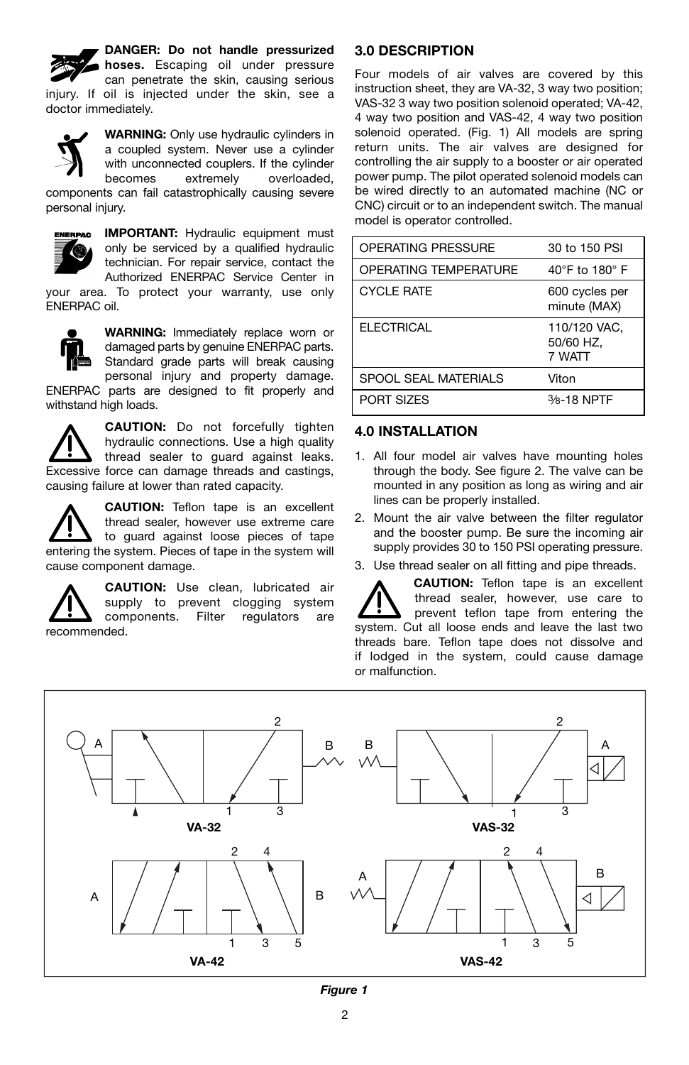**DANGER: Do not handle pressurized hoses.** Escaping oil under pressure can penetrate the skin, causing serious injury. If oil is injected under the skin, see a doctor immediately.

**WARNING:** Only use hydraulic cylinders in a coupled system. Never use a cylinder with unconnected couplers. If the cylinder becomes extremely overloaded, components can fail catastrophically causing severe personal injury.

**IMPORTANT:** Hydraulic equipment must only be serviced by a qualified hydraulic technician. For repair service, contact the Authorized ENERPAC Service Center in your area. To protect your warranty, use only ENERPAC oil.

**WARNING:** Immediately replace worn or damaged parts by genuine ENERPAC parts. Standard grade parts will break causing personal injury and property damage. ENERPAC parts are designed to fit properly and withstand high loads.

**CAUTION:** Do not forcefully tighten hydraulic connections. Use a high quality thread sealer to guard against leaks. Excessive force can damage threads and castings, causing failure at lower than rated capacity.

**CAUTION:** Teflon tape is an excellent thread sealer, however use extreme care to guard against loose pieces of tape entering the system. Pieces of tape in the system will cause component damage.

**CAUTION:** Use clean, lubricated air supply to prevent clogging system components. Filter regulators are recommended.

## 3.0 DESCRIPTION

Four models of air valves are covered by this instruction sheet, they are VA-32, 3 way two position; VAS-32 3 way two position solenoid operated; VA-42, 4 way two position and VAS-42, 4 way two position solenoid operated. (Fig. 1) All models are spring return units. The air valves are designed for controlling the air supply to a booster or air operated power pump. The pilot operated solenoid models can be wired directly to an automated machine (NC or CNC) circuit or to an independent switch. The manual model is operator controlled.

| | |
|---|---|
| OPERATING PRESSURE | 30 to 150 PSI |
| OPERATING TEMPERATURE | 40°F to 180° F |
| CYCLE RATE | 600 cycles per minute (MAX) |
| ELECTRICAL | 110/120 VAC, 50/60 HZ, 7 WATT |
| SPOOL SEAL MATERIALS | Viton |
| PORT SIZES | ⅜-18 NPTF |

## 4.0 INSTALLATION

1. All four model air valves have mounting holes through the body. See figure 2. The valve can be mounted in any position as long as wiring and air lines can be properly installed.
2. Mount the air valve between the filter regulator and the booster pump. Be sure the incoming air supply provides 30 to 150 PSI operating pressure.
3. Use thread sealer on all fitting and pipe threads.

**CAUTION:** Teflon tape is an excellent thread sealer, however, use care to prevent teflon tape from entering the system. Cut all loose ends and leave the last two threads bare. Teflon tape does not dissolve and if lodged in the system, could cause damage or malfunction.

VA-32 VAS-32 VA-42 VAS-42

*Figure 1*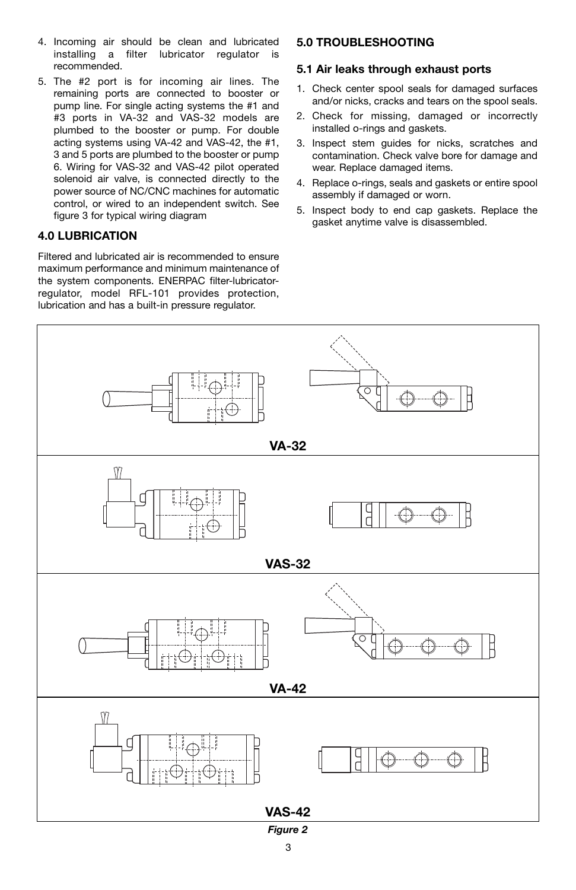4. Incoming air should be clean and lubricated installing a filter lubricator regulator is recommended.
5. The #2 port is for incoming air lines. The remaining ports are connected to booster or pump line. For single acting systems the #1 and #3 ports in VA-32 and VAS-32 models are plumbed to the booster or pump. For double acting systems using VA-42 and VAS-42, the #1, 3 and 5 ports are plumbed to the booster or pump
6. Wiring for VAS-32 and VAS-42 pilot operated solenoid air valve, is connected directly to the power source of NC/CNC machines for automatic control, or wired to an independent switch. See figure 3 for typical wiring diagram

## 4.0 LUBRICATION

Filtered and lubricated air is recommended to ensure maximum performance and minimum maintenance of the system components. ENERPAC filter-lubricator-regulator, model RFL-101 provides protection, lubrication and has a built-in pressure regulator.

## 5.0 TROUBLESHOOTING

### 5.1 Air leaks through exhaust ports

1. Check center spool seals for damaged surfaces and/or nicks, cracks and tears on the spool seals.
2. Check for missing, damaged or incorrectly installed o-rings and gaskets.
3. Inspect stem guides for nicks, scratches and contamination. Check valve bore for damage and wear. Replace damaged items.
4. Replace o-rings, seals and gaskets or entire spool assembly if damaged or worn.
5. Inspect body to end cap gaskets. Replace the gasket anytime valve is disassembled.

**VA-32**

**VAS-32**

**VA-42**

**VAS-42**

*Figure 2*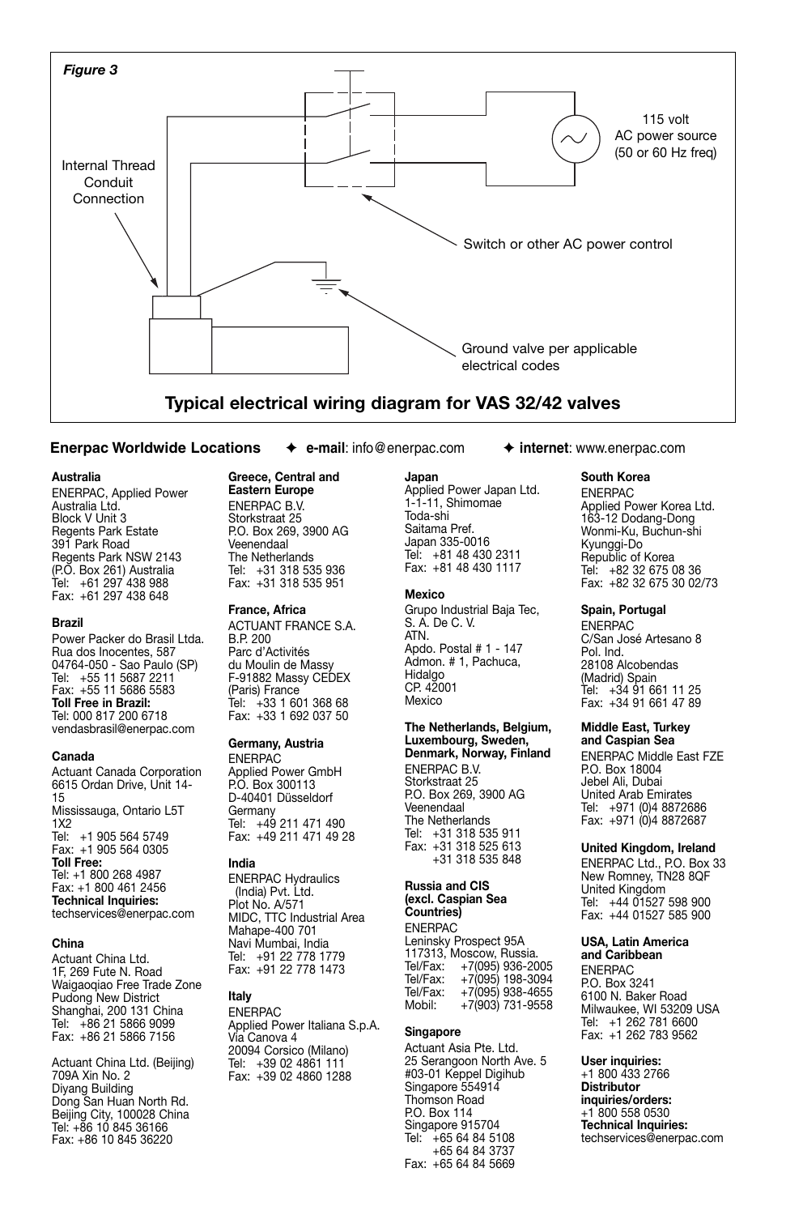*Figure 3*

Internal Thread Conduit Connection

115 volt
AC power source
(50 or 60 Hz freq)

Switch or other AC power control

Ground valve per applicable electrical codes

**Typical electrical wiring diagram for VAS 32/42 valves**

**Enerpac Worldwide Locations** ✦ **e-mail**: info@enerpac.com ✦ **internet**: www.enerpac.com

**Australia**
ENERPAC, Applied Power Australia Ltd.
Block V Unit 3
Regents Park Estate
391 Park Road
Regents Park NSW 2143
(P.O. Box 261) Australia
Tel: +61 297 438 988
Fax: +61 297 438 648

**Brazil**
Power Packer do Brasil Ltda.
Rua dos Inocentes, 587
04764-050 - Sao Paulo (SP)
Tel: +55 11 5687 2211
Fax: +55 11 5686 5583
**Toll Free in Brazil:**
Tel: 000 817 200 6718
vendasbrasil@enerpac.com

**Canada**
Actuant Canada Corporation
6615 Ordan Drive, Unit 14-15
Mississauga, Ontario L5T 1X2
Tel: +1 905 564 5749
Fax: +1 905 564 0305
**Toll Free:**
Tel: +1 800 268 4987
Fax: +1 800 461 2456
**Technical Inquiries:**
techservices@enerpac.com

**China**
Actuant China Ltd.
1F, 269 Fute N. Road
Waigaoqiao Free Trade Zone
Pudong New District
Shanghai, 200 131 China
Tel: +86 21 5866 9099
Fax: +86 21 5866 7156

Actuant China Ltd. (Beijing)
709A Xin No. 2
Diyang Building
Dong San Huan North Rd.
Beijing City, 100028 China
Tel: +86 10 845 36166
Fax: +86 10 845 36220

**Greece, Central and Eastern Europe**
ENERPAC B.V.
Storkstraat 25
P.O. Box 269, 3900 AG
Veenendaal
The Netherlands
Tel: +31 318 535 936
Fax: +31 318 535 951

**France, Africa**
ACTUANT FRANCE S.A.
B.P. 200
Parc d'Activités
du Moulin de Massy
F-91882 Massy CEDEX
(Paris) France
Tel: +33 1 601 368 68
Fax: +33 1 692 037 50

**Germany, Austria**
ENERPAC
Applied Power GmbH
P.O. Box 300113
D-40401 Düsseldorf
Germany
Tel: +49 211 471 490
Fax: +49 211 471 49 28

**India**
ENERPAC Hydraulics (India) Pvt. Ltd.
Plot No. A/571
MIDC, TTC Industrial Area
Mahape-400 701
Navi Mumbai, India
Tel: +91 22 778 1779
Fax: +91 22 778 1473

**Italy**
ENERPAC
Applied Power Italiana S.p.A.
Via Canova 4
20094 Corsico (Milano)
Tel: +39 02 4861 111
Fax: +39 02 4860 1288

**Japan**
Applied Power Japan Ltd.
1-1-11, Shimomae
Toda-shi
Saitama Pref.
Japan 335-0016
Tel: +81 48 430 2311
Fax: +81 48 430 1117

**Mexico**
Grupo Industrial Baja Tec, S. A. De C. V.
ATN.
Apdo. Postal # 1 - 147
Admon. # 1, Pachuca, Hidalgo
CP. 42001
Mexico

**The Netherlands, Belgium, Luxembourg, Sweden, Denmark, Norway, Finland**
ENERPAC B.V.
Storkstraat 25
P.O. Box 269, 3900 AG
Veenendaal
The Netherlands
Tel: +31 318 535 911
Fax: +31 318 525 613
+31 318 535 848

**Russia and CIS (excl. Caspian Sea Countries)**
ENERPAC
Leninsky Prospect 95A
117313, Moscow, Russia.
Tel/Fax: +7(095) 936-2005
Tel/Fax: +7(095) 198-3094
Tel/Fax: +7(095) 938-4655
Mobil: +7(903) 731-9558

**Singapore**
Actuant Asia Pte. Ltd.
25 Serangoon North Ave. 5
#03-01 Keppel Digihub
Singapore 554914
Thomson Road
P.O. Box 114
Singapore 915704
Tel: +65 64 84 5108
+65 64 84 3737
Fax: +65 64 84 5669

**South Korea**
ENERPAC
Applied Power Korea Ltd.
163-12 Dodang-Dong
Wonmi-Ku, Buchun-shi
Kyunggi-Do
Republic of Korea
Tel: +82 32 675 08 36
Fax: +82 32 675 30 02/73

**Spain, Portugal**
ENERPAC
C/San José Artesano 8
Pol. Ind.
28108 Alcobendas
(Madrid) Spain
Tel: +34 91 661 11 25
Fax: +34 91 661 47 89

**Middle East, Turkey and Caspian Sea**
ENERPAC Middle East FZE
P.O. Box 18004
Jebel Ali, Dubai
United Arab Emirates
Tel: +971 (0)4 8872686
Fax: +971 (0)4 8872687

**United Kingdom, Ireland**
ENERPAC Ltd., P.O. Box 33
New Romney, TN28 8QF
United Kingdom
Tel: +44 01527 598 900
Fax: +44 01527 585 900

**USA, Latin America and Caribbean**
ENERPAC
P.O. Box 3241
6100 N. Baker Road
Milwaukee, WI 53209 USA
Tel: +1 262 781 6600
Fax: +1 262 783 9562

**User inquiries:**
+1 800 433 2766
**Distributor inquiries/orders:**
+1 800 558 0530
**Technical Inquiries:**
techservices@enerpac.com